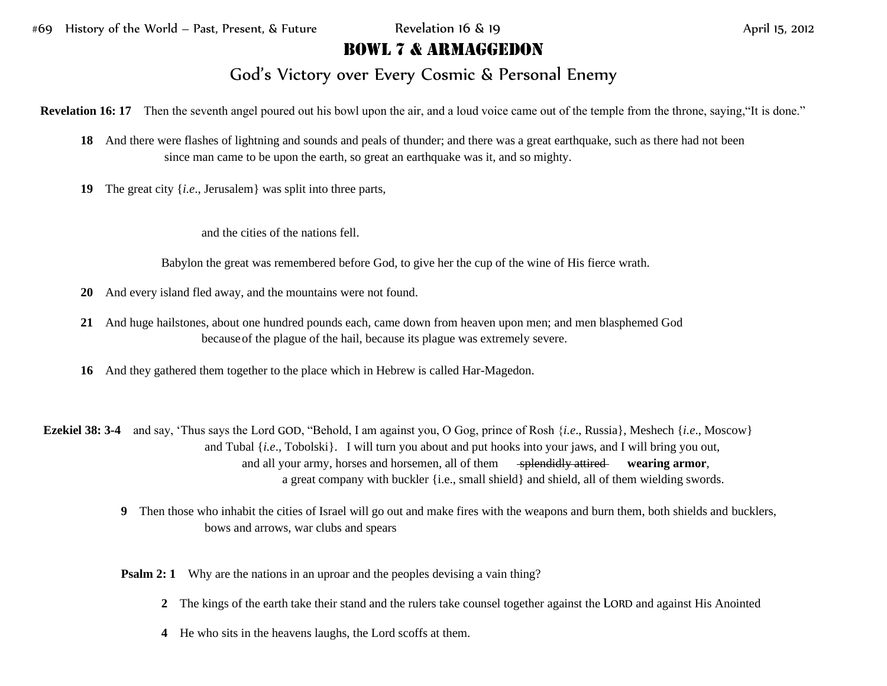# BOWL 7 & ARMAGGEDON

## God's Victory over Every Cosmic & Personal Enemy

**Revelation 16: 17** Then the seventh angel poured out his bowl upon the air, and a loud voice came out of the temple from the throne, saying,"It is done."

**18** And there were flashes of lightning and sounds and peals of thunder; and there was a great earthquake, such as there had not been since man came to be upon the earth, so great an earthquake was it, and so mighty.

**19** The great city {*i.e.*, Jerusalem} was split into three parts,

and the cities of the nations fell.

Babylon the great was remembered before God, to give her the cup of the wine of His fierce wrath.

**20** And every island fled away, and the mountains were not found.

**21** And huge hailstones, about one hundred pounds each, came down from heaven upon men; and men blasphemed God because of the plague of the hail, because its plague was extremely severe.

**16** And they gathered them together to the place which in Hebrew is called Har-Magedon.

**Ezekiel 38: 3-4** and say, 'Thus says the Lord GOD, "Behold, I am against you, O Gog, prince of Rosh {*i.e.*, Russia}, Meshech {*i.e.*, Moscow} and Tubal {*i.e.*, Tobolski}. I will turn you about and put hooks into your jaws, and I will bring you out, and all your army, horses and horsemen, all of them ~~splendidly attired~~ **wearing armor**, a great company with buckler {i.e., small shield} and shield, all of them wielding swords.

**9** Then those who inhabit the cities of Israel will go out and make fires with the weapons and burn them, both shields and bucklers, bows and arrows, war clubs and spears

**Psalm 2: 1** Why are the nations in an uproar and the peoples devising a vain thing?

**2** The kings of the earth take their stand and the rulers take counsel together against the LORD and against His Anointed

**4** He who sits in the heavens laughs, the Lord scoffs at them.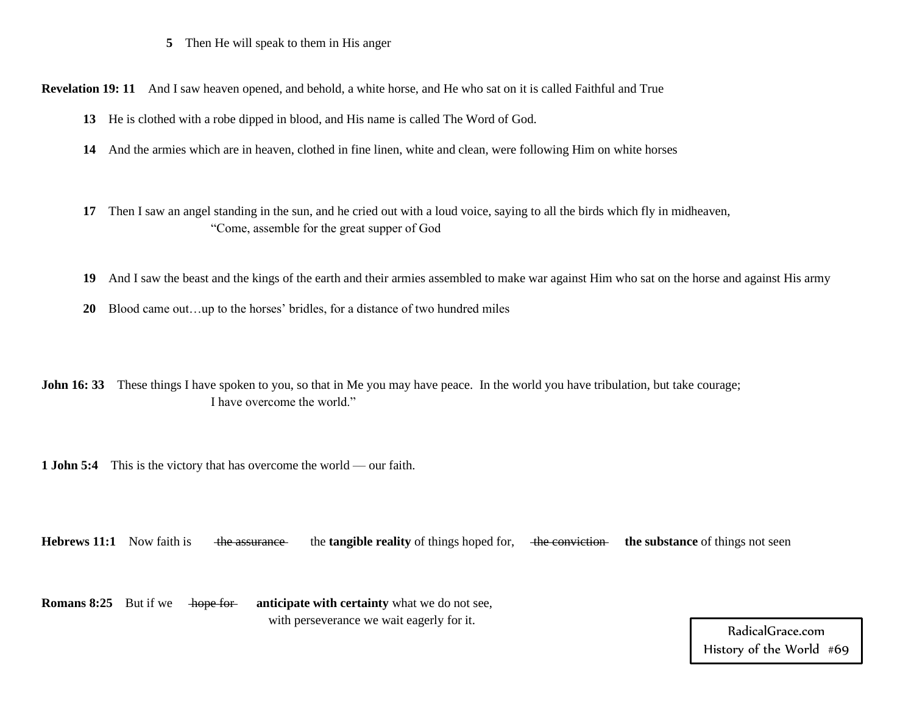**5** Then He will speak to them in His anger

**Revelation 19: 11** And I saw heaven opened, and behold, a white horse, and He who sat on it is called Faithful and True

**13** He is clothed with a robe dipped in blood, and His name is called The Word of God.

**14** And the armies which are in heaven, clothed in fine linen, white and clean, were following Him on white horses

**17** Then I saw an angel standing in the sun, and he cried out with a loud voice, saying to all the birds which fly in midheaven, "Come, assemble for the great supper of God

**19** And I saw the beast and the kings of the earth and their armies assembled to make war against Him who sat on the horse and against His army

**20** Blood came out…up to the horses' bridles, for a distance of two hundred miles

**John 16: 33** These things I have spoken to you, so that in Me you may have peace. In the world you have tribulation, but take courage; I have overcome the world."

**1 John 5:4** This is the victory that has overcome the world — our faith.

**Hebrews 11:1** Now faith is ~~the assurance~~ the **tangible reality** of things hoped for, ~~the conviction~~ **the substance** of things not seen

**Romans 8:25** But if we ~~hope for~~ **anticipate with certainty** what we do not see, with perseverance we wait eagerly for it.

RadicalGrace.com
History of the World #69